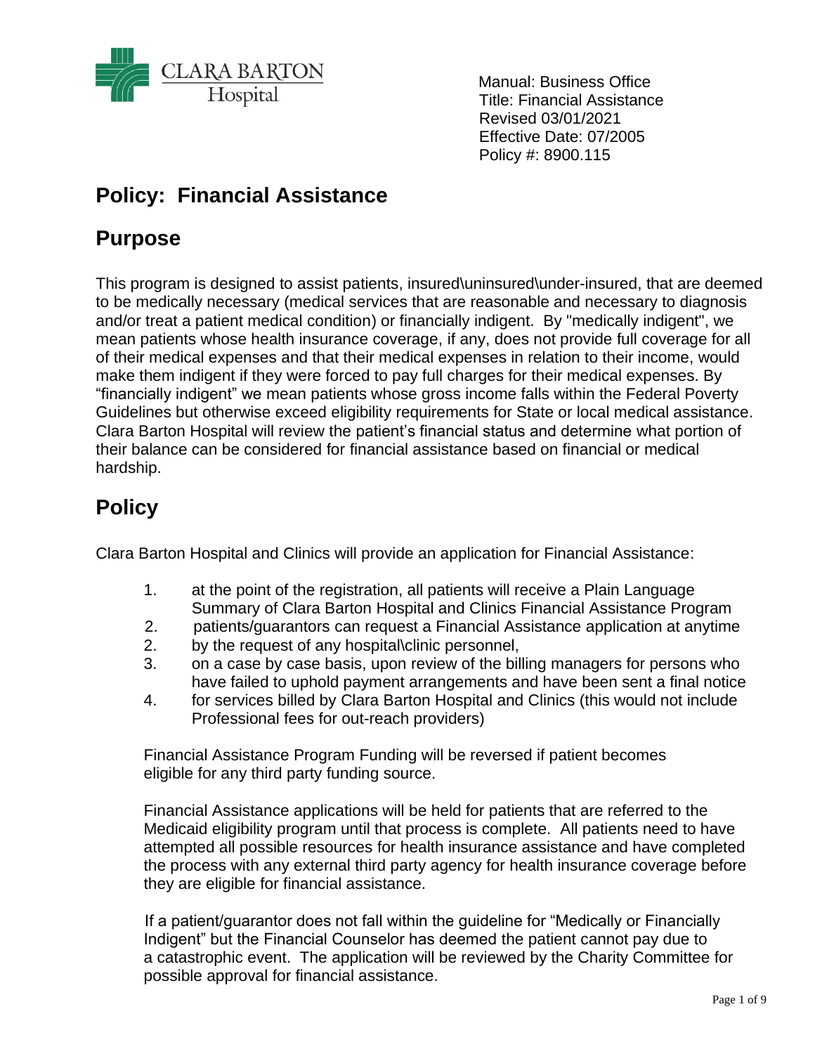CLARA BARTON Hospital

Manual: Business Office
Title: Financial Assistance
Revised 03/01/2021
Effective Date: 07/2005
Policy #: 8900.115

# Policy: Financial Assistance

## Purpose

This program is designed to assist patients, insured\uninsured\under-insured, that are deemed to be medically necessary (medical services that are reasonable and necessary to diagnosis and/or treat a patient medical condition) or financially indigent. By "medically indigent", we mean patients whose health insurance coverage, if any, does not provide full coverage for all of their medical expenses and that their medical expenses in relation to their income, would make them indigent if they were forced to pay full charges for their medical expenses. By "financially indigent" we mean patients whose gross income falls within the Federal Poverty Guidelines but otherwise exceed eligibility requirements for State or local medical assistance. Clara Barton Hospital will review the patient's financial status and determine what portion of their balance can be considered for financial assistance based on financial or medical hardship.

## Policy

Clara Barton Hospital and Clinics will provide an application for Financial Assistance:

1. at the point of the registration, all patients will receive a Plain Language Summary of Clara Barton Hospital and Clinics Financial Assistance Program
2. patients/guarantors can request a Financial Assistance application at anytime
2. by the request of any hospital\clinic personnel,
3. on a case by case basis, upon review of the billing managers for persons who have failed to uphold payment arrangements and have been sent a final notice
4. for services billed by Clara Barton Hospital and Clinics (this would not include Professional fees for out-reach providers)

Financial Assistance Program Funding will be reversed if patient becomes eligible for any third party funding source.

Financial Assistance applications will be held for patients that are referred to the Medicaid eligibility program until that process is complete. All patients need to have attempted all possible resources for health insurance assistance and have completed the process with any external third party agency for health insurance coverage before they are eligible for financial assistance.

If a patient/guarantor does not fall within the guideline for "Medically or Financially Indigent" but the Financial Counselor has deemed the patient cannot pay due to a catastrophic event. The application will be reviewed by the Charity Committee for possible approval for financial assistance.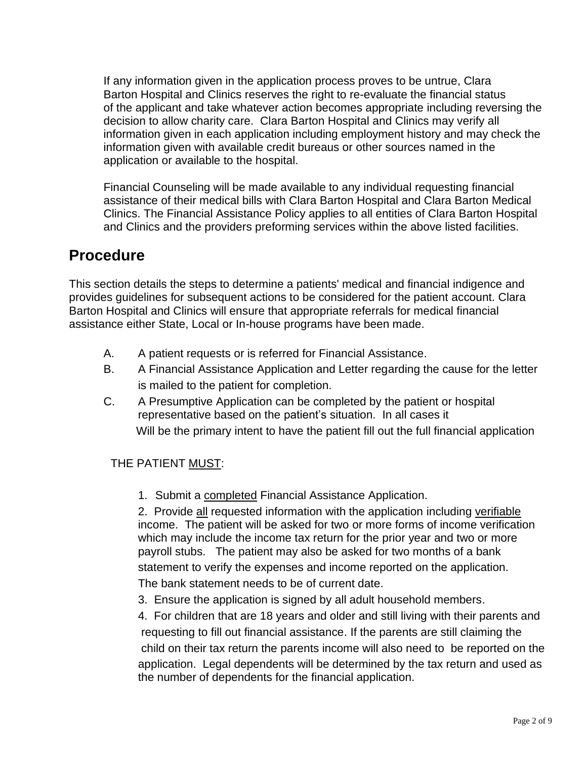If any information given in the application process proves to be untrue, Clara Barton Hospital and Clinics reserves the right to re-evaluate the financial status of the applicant and take whatever action becomes appropriate including reversing the decision to allow charity care. Clara Barton Hospital and Clinics may verify all information given in each application including employment history and may check the information given with available credit bureaus or other sources named in the application or available to the hospital.

Financial Counseling will be made available to any individual requesting financial assistance of their medical bills with Clara Barton Hospital and Clara Barton Medical Clinics. The Financial Assistance Policy applies to all entities of Clara Barton Hospital and Clinics and the providers preforming services within the above listed facilities.

## Procedure

This section details the steps to determine a patients' medical and financial indigence and provides guidelines for subsequent actions to be considered for the patient account. Clara Barton Hospital and Clinics will ensure that appropriate referrals for medical financial assistance either State, Local or In-house programs have been made.

A. A patient requests or is referred for Financial Assistance.

B. A Financial Assistance Application and Letter regarding the cause for the letter is mailed to the patient for completion.

C. A Presumptive Application can be completed by the patient or hospital representative based on the patient's situation. In all cases it Will be the primary intent to have the patient fill out the full financial application

THE PATIENT <u>MUST</u>:

1. Submit a <u>completed</u> Financial Assistance Application.
2. Provide <u>all</u> requested information with the application including <u>verifiable</u> income. The patient will be asked for two or more forms of income verification which may include the income tax return for the prior year and two or more payroll stubs. The patient may also be asked for two months of a bank statement to verify the expenses and income reported on the application. The bank statement needs to be of current date.
3. Ensure the application is signed by all adult household members.
4. For children that are 18 years and older and still living with their parents and requesting to fill out financial assistance. If the parents are still claiming the child on their tax return the parents income will also need to be reported on the application. Legal dependents will be determined by the tax return and used as the number of dependents for the financial application.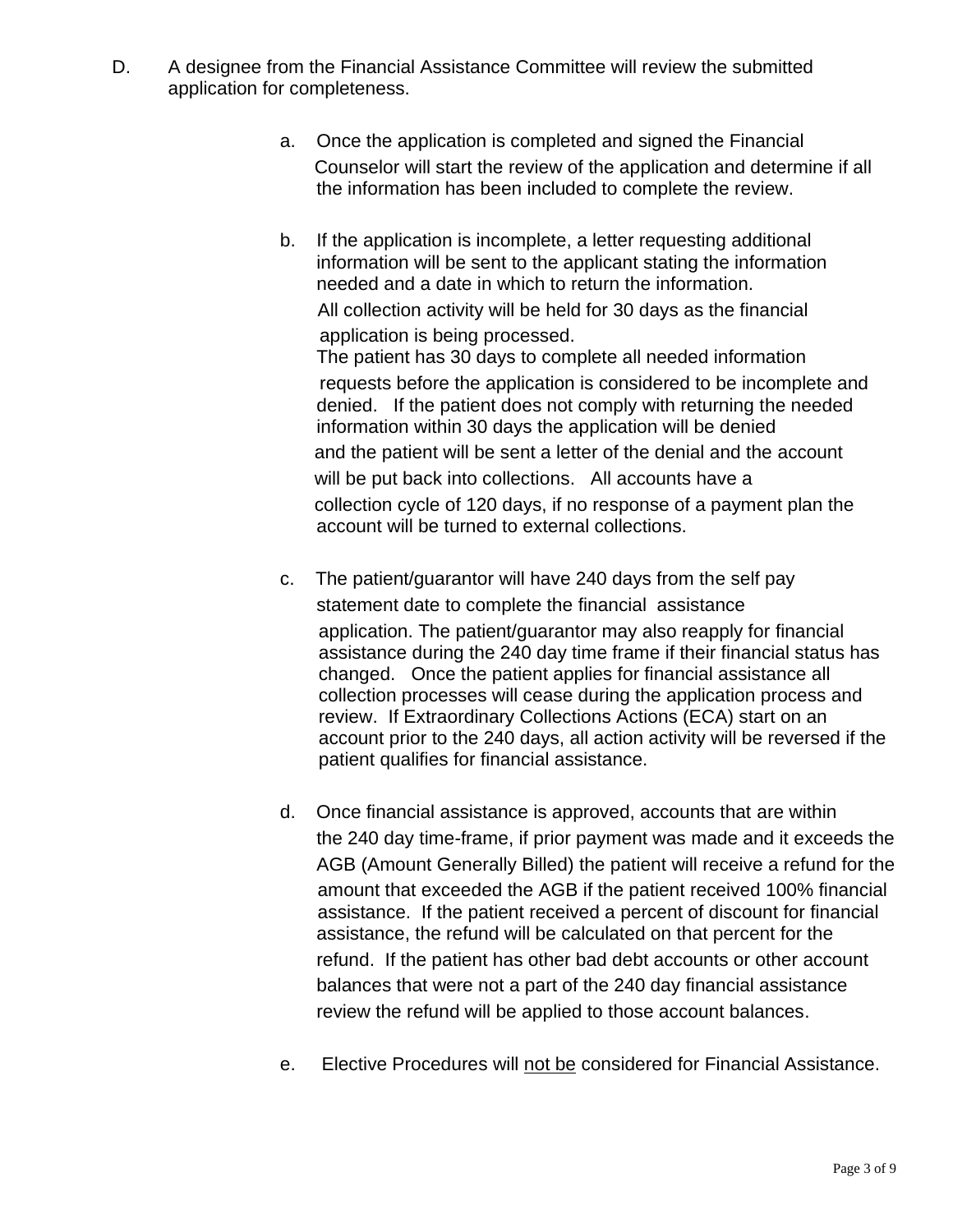D. A designee from the Financial Assistance Committee will review the submitted application for completeness.

   a. Once the application is completed and signed the Financial Counselor will start the review of the application and determine if all the information has been included to complete the review.

   b. If the application is incomplete, a letter requesting additional information will be sent to the applicant stating the information needed and a date in which to return the information. All collection activity will be held for 30 days as the financial application is being processed. The patient has 30 days to complete all needed information requests before the application is considered to be incomplete and denied. If the patient does not comply with returning the needed information within 30 days the application will be denied and the patient will be sent a letter of the denial and the account will be put back into collections. All accounts have a collection cycle of 120 days, if no response of a payment plan the account will be turned to external collections.

   c. The patient/guarantor will have 240 days from the self pay statement date to complete the financial assistance application. The patient/guarantor may also reapply for financial assistance during the 240 day time frame if their financial status has changed. Once the patient applies for financial assistance all collection processes will cease during the application process and review. If Extraordinary Collections Actions (ECA) start on an account prior to the 240 days, all action activity will be reversed if the patient qualifies for financial assistance.

   d. Once financial assistance is approved, accounts that are within the 240 day time-frame, if prior payment was made and it exceeds the AGB (Amount Generally Billed) the patient will receive a refund for the amount that exceeded the AGB if the patient received 100% financial assistance. If the patient received a percent of discount for financial assistance, the refund will be calculated on that percent for the refund. If the patient has other bad debt accounts or other account balances that were not a part of the 240 day financial assistance review the refund will be applied to those account balances.

   e. Elective Procedures will <u>not be</u> considered for Financial Assistance.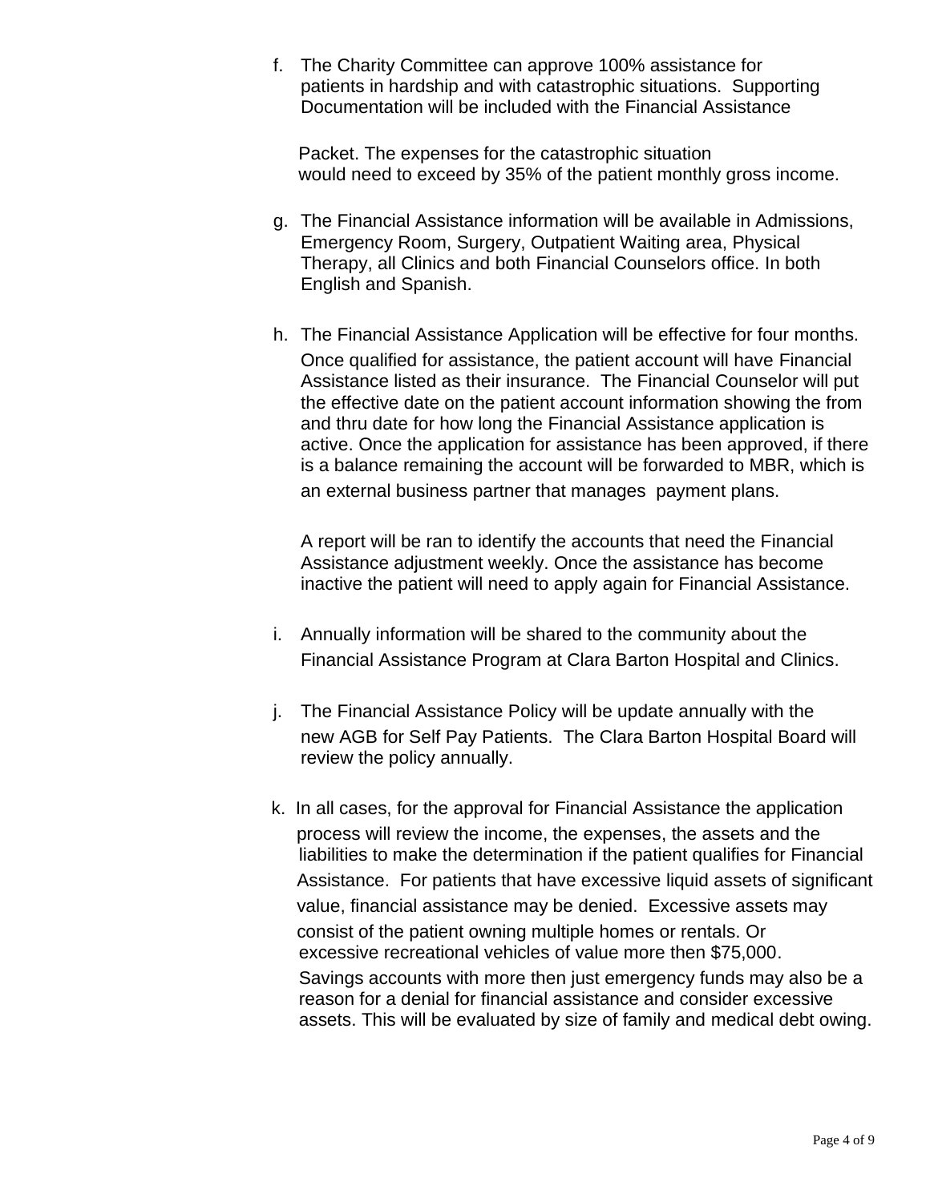f. The Charity Committee can approve 100% assistance for patients in hardship and with catastrophic situations. Supporting Documentation will be included with the Financial Assistance

   Packet. The expenses for the catastrophic situation would need to exceed by 35% of the patient monthly gross income.

g. The Financial Assistance information will be available in Admissions, Emergency Room, Surgery, Outpatient Waiting area, Physical Therapy, all Clinics and both Financial Counselors office. In both English and Spanish.

h. The Financial Assistance Application will be effective for four months. Once qualified for assistance, the patient account will have Financial Assistance listed as their insurance. The Financial Counselor will put the effective date on the patient account information showing the from and thru date for how long the Financial Assistance application is active. Once the application for assistance has been approved, if there is a balance remaining the account will be forwarded to MBR, which is an external business partner that manages payment plans.

   A report will be ran to identify the accounts that need the Financial Assistance adjustment weekly. Once the assistance has become inactive the patient will need to apply again for Financial Assistance.

i. Annually information will be shared to the community about the Financial Assistance Program at Clara Barton Hospital and Clinics.

j. The Financial Assistance Policy will be update annually with the new AGB for Self Pay Patients. The Clara Barton Hospital Board will review the policy annually.

k. In all cases, for the approval for Financial Assistance the application process will review the income, the expenses, the assets and the liabilities to make the determination if the patient qualifies for Financial Assistance. For patients that have excessive liquid assets of significant value, financial assistance may be denied. Excessive assets may consist of the patient owning multiple homes or rentals. Or excessive recreational vehicles of value more then $75,000. Savings accounts with more then just emergency funds may also be a reason for a denial for financial assistance and consider excessive assets. This will be evaluated by size of family and medical debt owing.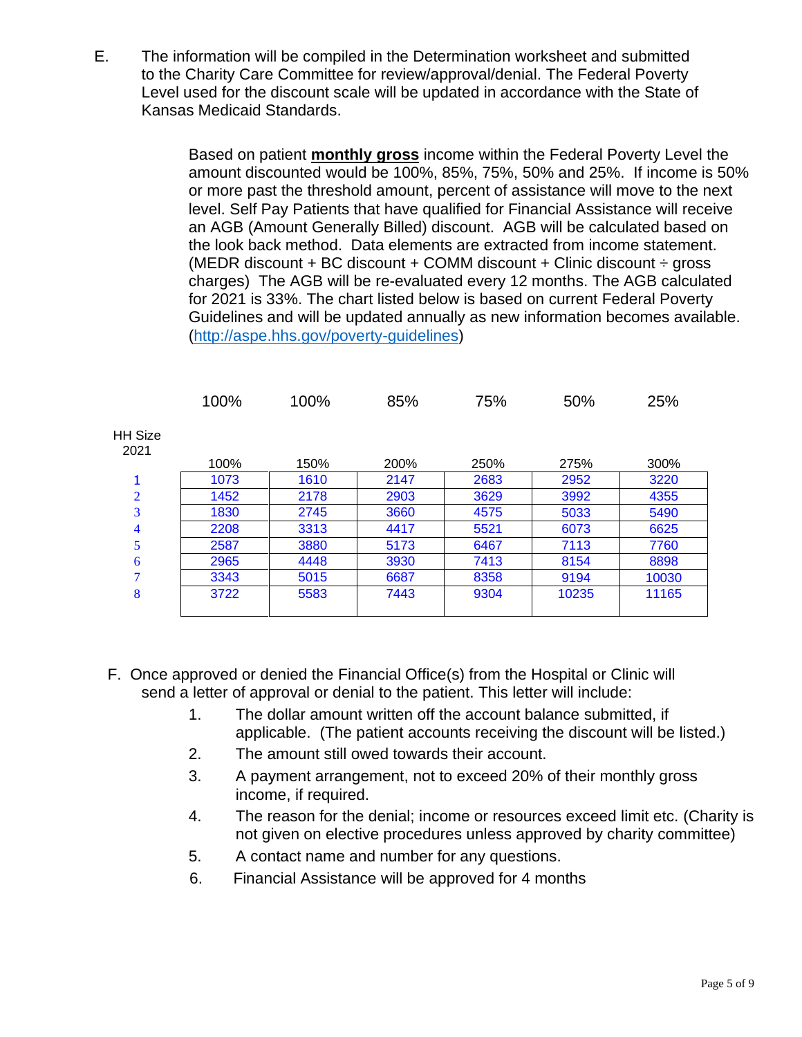E. The information will be compiled in the Determination worksheet and submitted to the Charity Care Committee for review/approval/denial. The Federal Poverty Level used for the discount scale will be updated in accordance with the State of Kansas Medicaid Standards.

Based on patient **monthly gross** income within the Federal Poverty Level the amount discounted would be 100%, 85%, 75%, 50% and 25%. If income is 50% or more past the threshold amount, percent of assistance will move to the next level. Self Pay Patients that have qualified for Financial Assistance will receive an AGB (Amount Generally Billed) discount. AGB will be calculated based on the look back method. Data elements are extracted from income statement. (MEDR discount + BC discount + COMM discount + Clinic discount ÷ gross charges) The AGB will be re-evaluated every 12 months. The AGB calculated for 2021 is 33%. The chart listed below is based on current Federal Poverty Guidelines and will be updated annually as new information becomes available. (http://aspe.hhs.gov/poverty-guidelines)

| | 100% | 100% | 85% | 75% | 50% | 25% |
|---|---|---|---|---|---|---|
| HH Size 2021 | 100% | 150% | 200% | 250% | 275% | 300% |
| 1 | 1073 | 1610 | 2147 | 2683 | 2952 | 3220 |
| 2 | 1452 | 2178 | 2903 | 3629 | 3992 | 4355 |
| 3 | 1830 | 2745 | 3660 | 4575 | 5033 | 5490 |
| 4 | 2208 | 3313 | 4417 | 5521 | 6073 | 6625 |
| 5 | 2587 | 3880 | 5173 | 6467 | 7113 | 7760 |
| 6 | 2965 | 4448 | 3930 | 7413 | 8154 | 8898 |
| 7 | 3343 | 5015 | 6687 | 8358 | 9194 | 10030 |
| 8 | 3722 | 5583 | 7443 | 9304 | 10235 | 11165 |

F. Once approved or denied the Financial Office(s) from the Hospital or Clinic will send a letter of approval or denial to the patient. This letter will include:

1. The dollar amount written off the account balance submitted, if applicable. (The patient accounts receiving the discount will be listed.)
2. The amount still owed towards their account.
3. A payment arrangement, not to exceed 20% of their monthly gross income, if required.
4. The reason for the denial; income or resources exceed limit etc. (Charity is not given on elective procedures unless approved by charity committee)
5. A contact name and number for any questions.
6. Financial Assistance will be approved for 4 months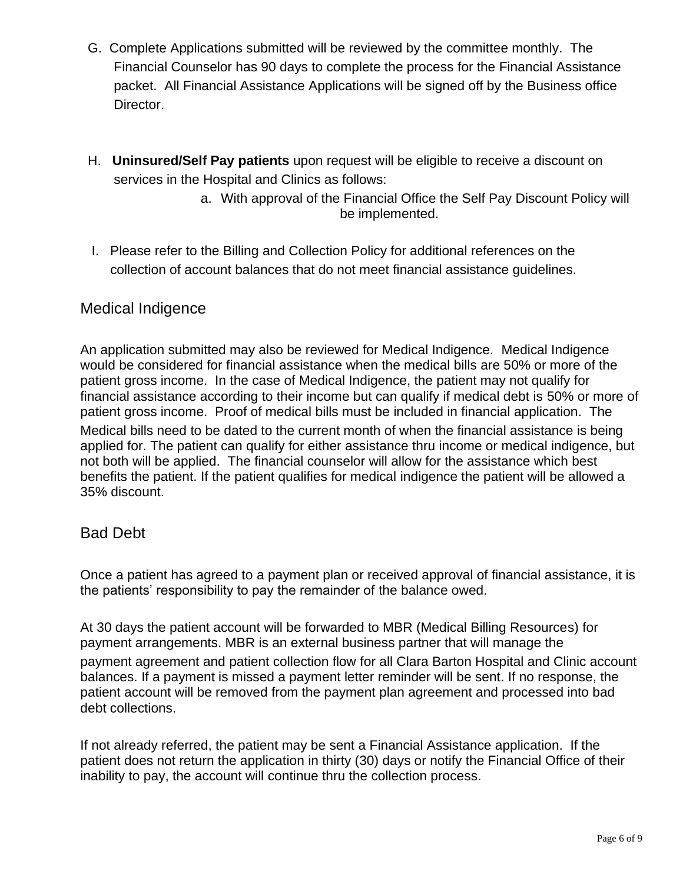G. Complete Applications submitted will be reviewed by the committee monthly. The Financial Counselor has 90 days to complete the process for the Financial Assistance packet. All Financial Assistance Applications will be signed off by the Business office Director.

H. **Uninsured/Self Pay patients** upon request will be eligible to receive a discount on services in the Hospital and Clinics as follows:

   a. With approval of the Financial Office the Self Pay Discount Policy will be implemented.

I. Please refer to the Billing and Collection Policy for additional references on the collection of account balances that do not meet financial assistance guidelines.

## Medical Indigence

An application submitted may also be reviewed for Medical Indigence. Medical Indigence would be considered for financial assistance when the medical bills are 50% or more of the patient gross income. In the case of Medical Indigence, the patient may not qualify for financial assistance according to their income but can qualify if medical debt is 50% or more of patient gross income. Proof of medical bills must be included in financial application. The Medical bills need to be dated to the current month of when the financial assistance is being applied for. The patient can qualify for either assistance thru income or medical indigence, but not both will be applied. The financial counselor will allow for the assistance which best benefits the patient. If the patient qualifies for medical indigence the patient will be allowed a 35% discount.

## Bad Debt

Once a patient has agreed to a payment plan or received approval of financial assistance, it is the patients' responsibility to pay the remainder of the balance owed.

At 30 days the patient account will be forwarded to MBR (Medical Billing Resources) for payment arrangements. MBR is an external business partner that will manage the payment agreement and patient collection flow for all Clara Barton Hospital and Clinic account balances. If a payment is missed a payment letter reminder will be sent. If no response, the patient account will be removed from the payment plan agreement and processed into bad debt collections.

If not already referred, the patient may be sent a Financial Assistance application. If the patient does not return the application in thirty (30) days or notify the Financial Office of their inability to pay, the account will continue thru the collection process.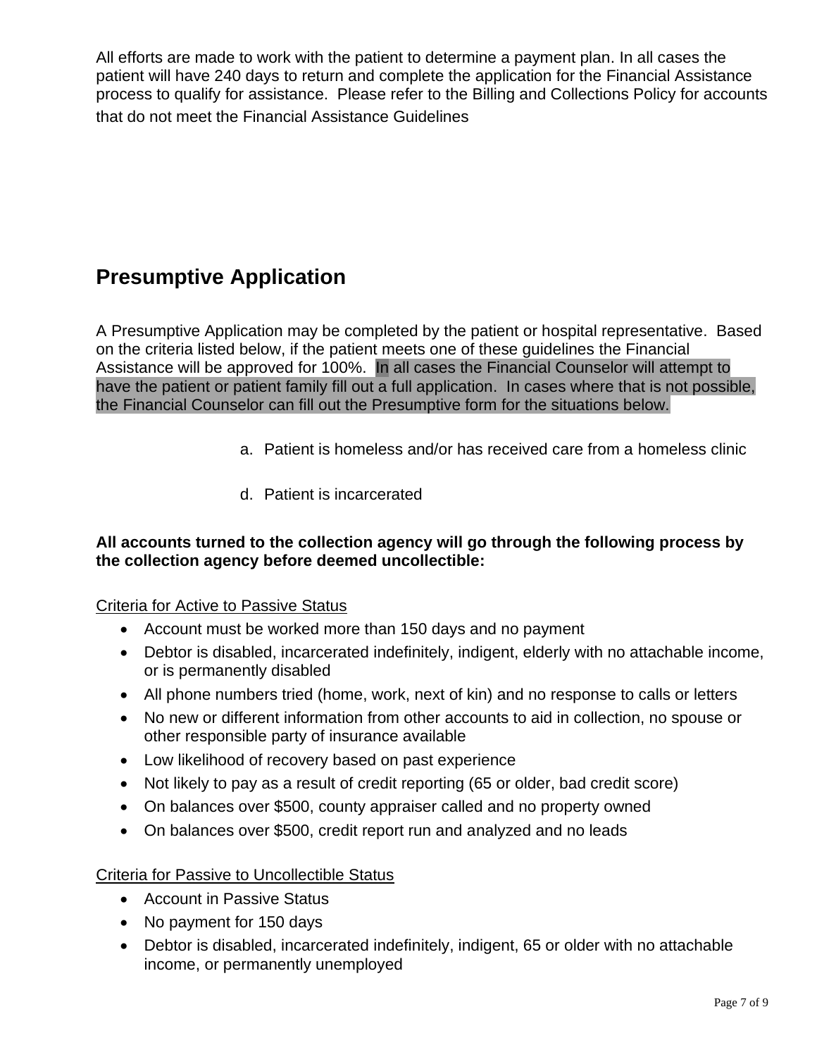All efforts are made to work with the patient to determine a payment plan. In all cases the patient will have 240 days to return and complete the application for the Financial Assistance process to qualify for assistance. Please refer to the Billing and Collections Policy for accounts that do not meet the Financial Assistance Guidelines

## Presumptive Application

A Presumptive Application may be completed by the patient or hospital representative. Based on the criteria listed below, if the patient meets one of these guidelines the Financial Assistance will be approved for 100%. In all cases the Financial Counselor will attempt to have the patient or patient family fill out a full application. In cases where that is not possible, the Financial Counselor can fill out the Presumptive form for the situations below.

a. Patient is homeless and/or has received care from a homeless clinic

d. Patient is incarcerated

**All accounts turned to the collection agency will go through the following process by the collection agency before deemed uncollectible:**

Criteria for Active to Passive Status

- Account must be worked more than 150 days and no payment
- Debtor is disabled, incarcerated indefinitely, indigent, elderly with no attachable income, or is permanently disabled
- All phone numbers tried (home, work, next of kin) and no response to calls or letters
- No new or different information from other accounts to aid in collection, no spouse or other responsible party of insurance available
- Low likelihood of recovery based on past experience
- Not likely to pay as a result of credit reporting (65 or older, bad credit score)
- On balances over $500, county appraiser called and no property owned
- On balances over $500, credit report run and analyzed and no leads

Criteria for Passive to Uncollectible Status

- Account in Passive Status
- No payment for 150 days
- Debtor is disabled, incarcerated indefinitely, indigent, 65 or older with no attachable income, or permanently unemployed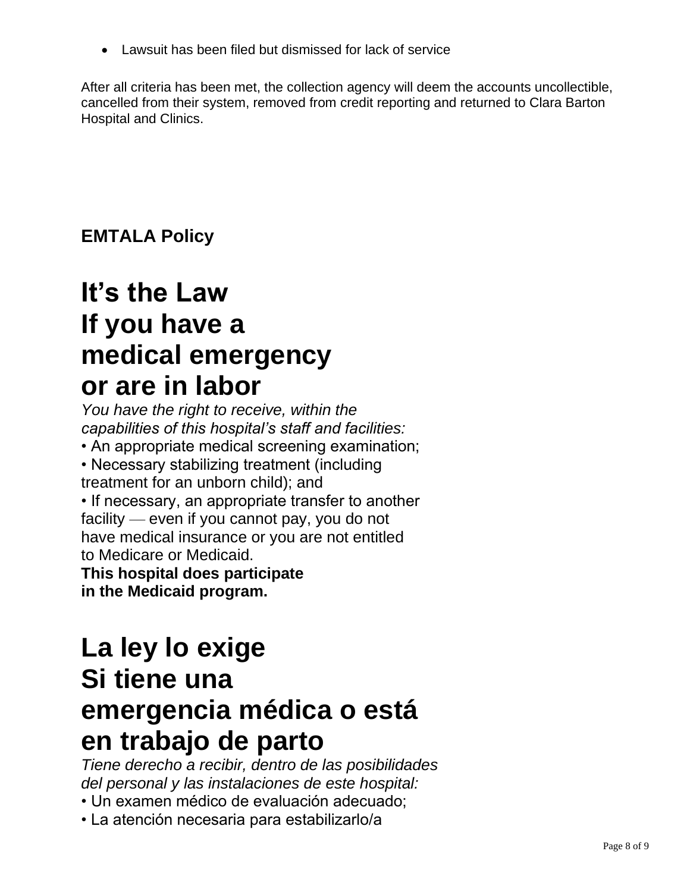- Lawsuit has been filed but dismissed for lack of service

After all criteria has been met, the collection agency will deem the accounts uncollectible, cancelled from their system, removed from credit reporting and returned to Clara Barton Hospital and Clinics.

**EMTALA Policy**

# It's the Law If you have a medical emergency or are in labor

*You have the right to receive, within the capabilities of this hospital's staff and facilities:*

- An appropriate medical screening examination;
- Necessary stabilizing treatment (including treatment for an unborn child); and
- If necessary, an appropriate transfer to another facility — even if you cannot pay, you do not have medical insurance or you are not entitled to Medicare or Medicaid.

**This hospital does participate in the Medicaid program.**

# La ley lo exige Si tiene una emergencia médica o está en trabajo de parto

*Tiene derecho a recibir, dentro de las posibilidades del personal y las instalaciones de este hospital:*

- Un examen médico de evaluación adecuado;
- La atención necesaria para estabilizarlo/a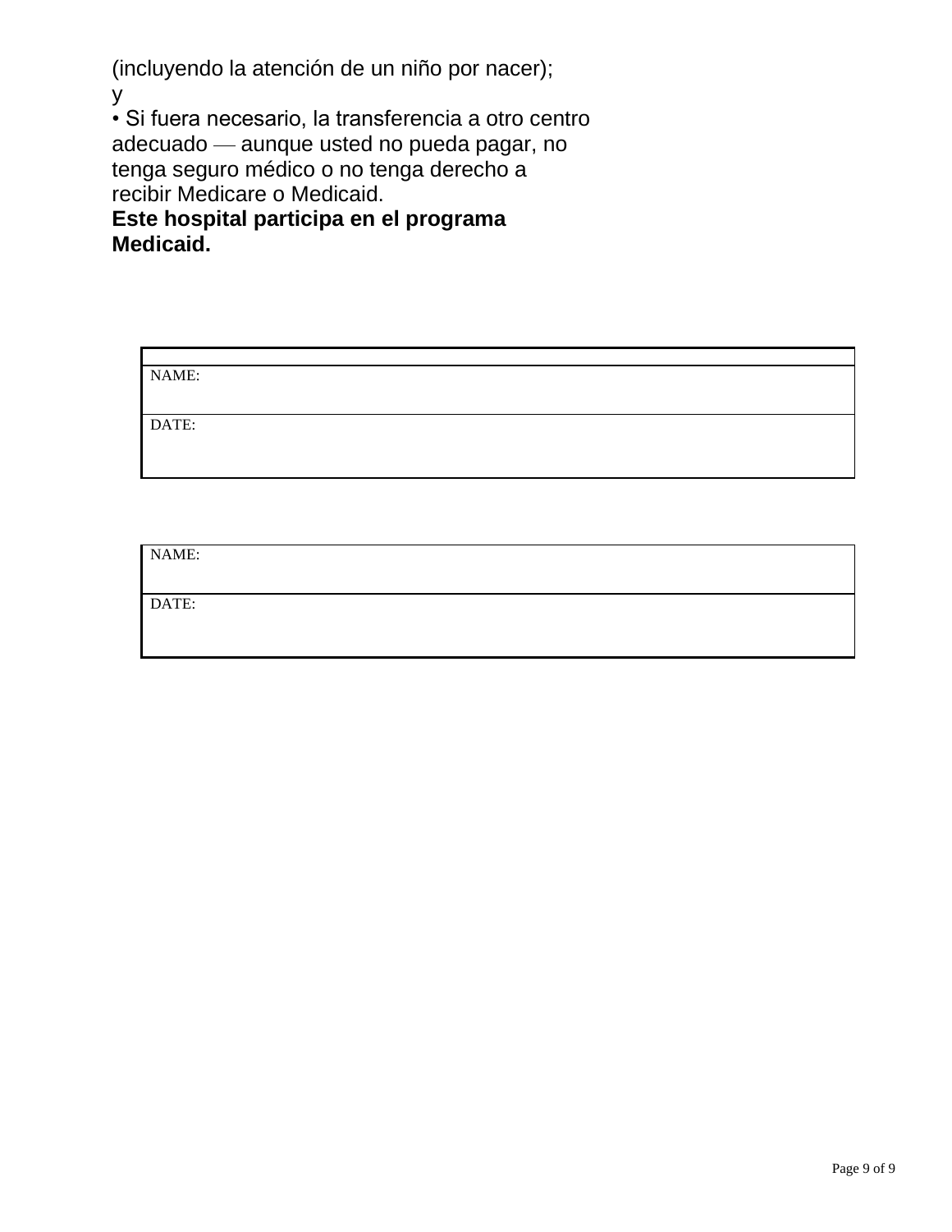(incluyendo la atención de un niño por nacer);
y

• Si fuera necesario, la transferencia a otro centro adecuado — aunque usted no pueda pagar, no tenga seguro médico o no tenga derecho a recibir Medicare o Medicaid.

**Este hospital participa en el programa Medicaid.**

| |
|---|
| NAME: |
| DATE: |

| |
|---|
| NAME: |
| DATE: |